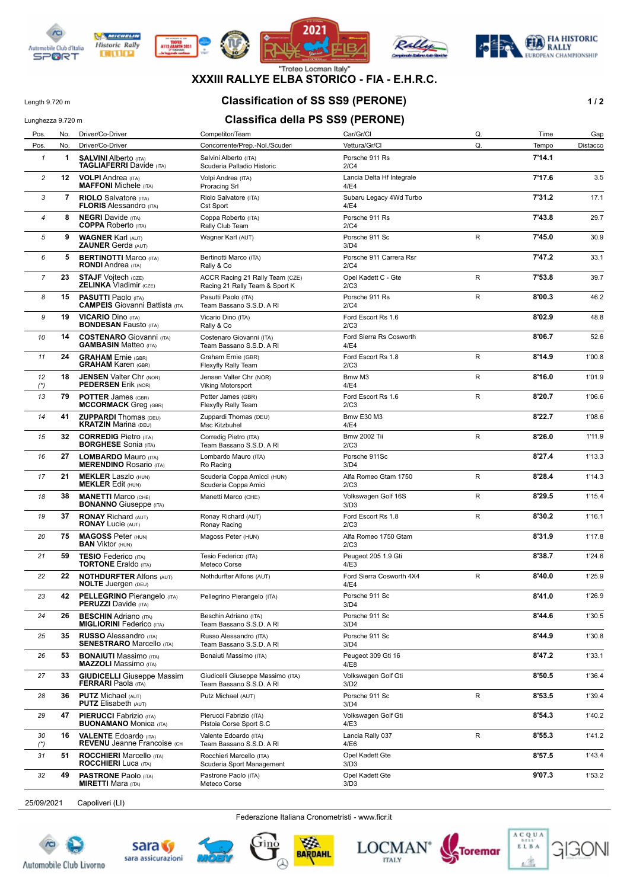"Trofeo Locman Italy"

# XXXIII RALLYE ELBA STORICO - FIA - E.H.R.C.

Length 9.720 m

Lunghezza 9.720 m

## Classification of SS SS9 (PERONE)

## Classifica della PS SS9 (PERONE)

| Pos. / Pos. | No. / No. | Driver/Co-Driver / Driver/Co-Driver | Competitor/Team / Concorrente/Prep.-Nol./Scuder | Car/Gr/Cl / Vettura/Gr/Cl | Q. / Q. | Time / Tempo | Gap / Distacco |
|---|---|---|---|---|---|---|---|
| 1 | 1 | **SALVINI** Alberto (ITA) **TAGLIAFERRI** Davide (ITA) | Salvini Alberto (ITA) Scuderia Palladio Historic | Porsche 911 Rs 2/C4 | | 7'14.1 | |
| 2 | 12 | **VOLPI** Andrea (ITA) **MAFFONI** Michele (ITA) | Volpi Andrea (ITA) Proracing Srl | Lancia Delta Hf Integrale 4/E4 | | 7'17.6 | 3.5 |
| 3 | 7 | **RIOLO** Salvatore (ITA) **FLORIS** Alessandro (ITA) | Riolo Salvatore (ITA) Cst Sport | Subaru Legacy 4Wd Turbo 4/E4 | | 7'31.2 | 17.1 |
| 4 | 8 | **NEGRI** Davide (ITA) **COPPA** Roberto (ITA) | Coppa Roberto (ITA) Rally Club Team | Porsche 911 Rs 2/C4 | | 7'43.8 | 29.7 |
| 5 | 9 | **WAGNER** Karl (AUT) **ZAUNER** Gerda (AUT) | Wagner Karl (AUT) | Porsche 911 Sc 3/D4 | R | 7'45.0 | 30.9 |
| 6 | 5 | **BERTINOTTI** Marco (ITA) **RONDI** Andrea (ITA) | Bertinotti Marco (ITA) Rally & Co | Porsche 911 Carrera Rsr 2/C4 | | 7'47.2 | 33.1 |
| 7 | 23 | **STAJF** Vojtech (CZE) **ZELINKA** Vladimir (CZE) | ACCR Racing 21 Rally Team (CZE) Racing 21 Rally Team & Sport K | Opel Kadett C - Gte 2/C3 | R | 7'53.8 | 39.7 |
| 8 | 15 | **PASUTTI** Paolo (ITA) **CAMPEIS** Giovanni Battista (ITA | Pasutti Paolo (ITA) Team Bassano S.S.D. A Rl | Porsche 911 Rs 2/C4 | R | 8'00.3 | 46.2 |
| 9 | 19 | **VICARIO** Dino (ITA) **BONDESAN** Fausto (ITA) | Vicario Dino (ITA) Rally & Co | Ford Escort Rs 1.6 2/C3 | | 8'02.9 | 48.8 |
| 10 | 14 | **COSTENARO** Giovanni (ITA) **GAMBASIN** Matteo (ITA) | Costenaro Giovanni (ITA) Team Bassano S.S.D. A Rl | Ford Sierra Rs Cosworth 4/E4 | | 8'06.7 | 52.6 |
| 11 | 24 | **GRAHAM** Ernie (GBR) **GRAHAM** Karen (GBR) | Graham Ernie (GBR) Flexyfly Rally Team | Ford Escort Rs 1.8 2/C3 | R | 8'14.9 | 1'00.8 |
| 12 (*) | 18 | **JENSEN** Valter Chr (NOR) **PEDERSEN** Erik (NOR) | Jensen Valter Chr (NOR) Viking Motorsport | Bmw M3 4/E4 | R | 8'16.0 | 1'01.9 |
| 13 | 79 | **POTTER** James (GBR) **MCCORMACK** Greg (GBR) | Potter James (GBR) Flexyfly Rally Team | Ford Escort Rs 1.6 2/C3 | R | 8'20.7 | 1'06.6 |
| 14 | 41 | **ZUPPARDI** Thomas (DEU) **KRATZIN** Marina (DEU) | Zuppardi Thomas (DEU) Msc Kitzbuhel | Bmw E30 M3 4/E4 | | 8'22.7 | 1'08.6 |
| 15 | 32 | **CORREDIG** Pietro (ITA) **BORGHESE** Sonia (ITA) | Corredig Pietro (ITA) Team Bassano S.S.D. A Rl | Bmw 2002 Tii 2/C3 | R | 8'26.0 | 1'11.9 |
| 16 | 27 | **LOMBARDO** Mauro (ITA) **MERENDINO** Rosario (ITA) | Lombardo Mauro (ITA) Ro Racing | Porsche 911Sc 3/D4 | | 8'27.4 | 1'13.3 |
| 17 | 21 | **MEKLER** Laszlo (HUN) **MEKLER** Edit (HUN) | Scuderia Coppa Amicci (HUN) Scuderia Coppa Amici | Alfa Romeo Gtam 1750 2/C3 | R | 8'28.4 | 1'14.3 |
| 18 | 38 | **MANETTI** Marco (CHE) **BONANNO** Giuseppe (ITA) | Manetti Marco (CHE) | Volkswagen Golf 16S 3/D3 | R | 8'29.5 | 1'15.4 |
| 19 | 37 | **RONAY** Richard (AUT) **RONAY** Lucie (AUT) | Ronay Richard (AUT) Ronay Racing | Ford Escort Rs 1.8 2/C3 | R | 8'30.2 | 1'16.1 |
| 20 | 75 | **MAGOSS** Peter (HUN) **BAN** Viktor (HUN) | Magoss Peter (HUN) | Alfa Romeo 1750 Gtam 2/C3 | | 8'31.9 | 1'17.8 |
| 21 | 59 | **TESIO** Federico (ITA) **TORTONE** Eraldo (ITA) | Tesio Federico (ITA) Meteco Corse | Peugeot 205 1.9 Gti 4/E3 | | 8'38.7 | 1'24.6 |
| 22 | 22 | **NOTHDURFTER** Alfons (AUT) **NOLTE** Juergen (DEU) | Nothdurfter Alfons (AUT) | Ford Sierra Cosworth 4X4 4/E4 | R | 8'40.0 | 1'25.9 |
| 23 | 42 | **PELLEGRINO** Pierangelo (ITA) **PERUZZI** Davide (ITA) | Pellegrino Pierangelo (ITA) | Porsche 911 Sc 3/D4 | | 8'41.0 | 1'26.9 |
| 24 | 26 | **BESCHIN** Adriano (ITA) **MIGLIORINI** Federico (ITA) | Beschin Adriano (ITA) Team Bassano S.S.D. A Rl | Porsche 911 Sc 3/D4 | | 8'44.6 | 1'30.5 |
| 25 | 35 | **RUSSO** Alessandro (ITA) **SENESTRARO** Marcello (ITA) | Russo Alessandro (ITA) Team Bassano S.S.D. A Rl | Porsche 911 Sc 3/D4 | | 8'44.9 | 1'30.8 |
| 26 | 53 | **BONAIUTI** Massimo (ITA) **MAZZOLI** Massimo (ITA) | Bonaiuti Massimo (ITA) | Peugeot 309 Gti 16 4/E8 | | 8'47.2 | 1'33.1 |
| 27 | 33 | **GIUDICELLI** Giuseppe Massim **FERRARI** Paola (ITA) | Giudicelli Giuseppe Massimo (ITA) Team Bassano S.S.D. A Rl | Volkswagen Golf Gti 3/D2 | | 8'50.5 | 1'36.4 |
| 28 | 36 | **PUTZ** Michael (AUT) **PUTZ** Elisabeth (AUT) | Putz Michael (AUT) | Porsche 911 Sc 3/D4 | R | 8'53.5 | 1'39.4 |
| 29 | 47 | **PIERUCCI** Fabrizio (ITA) **BUONAMANO** Monica (ITA) | Pierucci Fabrizio (ITA) Pistoia Corse Sport S.C | Volkswagen Golf Gti 4/E3 | | 8'54.3 | 1'40.2 |
| 30 (*) | 16 | **VALENTE** Edoardo (ITA) **REVENU** Jeanne Francoise (CH | Valente Edoardo (ITA) Team Bassano S.S.D. A Rl | Lancia Rally 037 4/E6 | R | 8'55.3 | 1'41.2 |
| 31 | 51 | **ROCCHIERI** Marcello (ITA) **ROCCHIERI** Luca (ITA) | Rocchieri Marcello (ITA) Scuderia Sport Management | Opel Kadett Gte 3/D3 | | 8'57.5 | 1'43.4 |
| 32 | 49 | **PASTRONE** Paolo (ITA) **MIRETTI** Mara (ITA) | Pastrone Paolo (ITA) Meteco Corse | Opel Kadett Gte 3/D3 | | 9'07.3 | 1'53.2 |

25/09/2021 Capoliveri (LI)

Federazione Italiana Cronometristi - www.ficr.it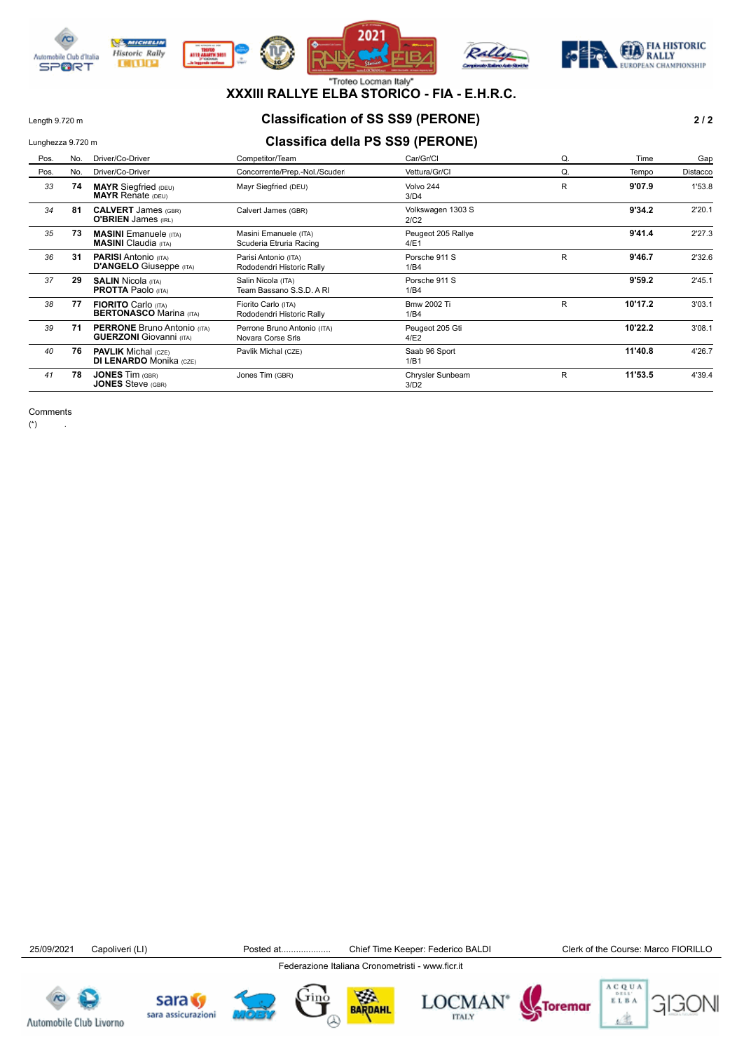"Trofeo Locman Italy"

# XXXIII RALLYE ELBA STORICO - FIA - E.H.R.C.

Length 9.720 m

## Classification of SS SS9 (PERONE)

Lunghezza 9.720 m

## Classifica della PS SS9 (PERONE)

| Pos. / Pos. | No. / No. | Driver/Co-Driver / Driver/Co-Driver | Competitor/Team / Concorrente/Prep.-Nol./Scuderia | Car/Gr/Cl / Vettura/Gr/Cl | Q. / Q. | Time / Tempo | Gap / Distacco |
|---|---|---|---|---|---|---|---|
| 33 | 74 | **MAYR** Siegfried (DEU)<br>**MAYR** Renate (DEU) | Mayr Siegfried (DEU) | Volvo 244<br>3/D4 | R | **9'07.9** | 1'53.8 |
| 34 | 81 | **CALVERT** James (GBR)<br>**O'BRIEN** James (IRL) | Calvert James (GBR) | Volkswagen 1303 S<br>2/C2 | | **9'34.2** | 2'20.1 |
| 35 | 73 | **MASINI** Emanuele (ITA)<br>**MASINI** Claudia (ITA) | Masini Emanuele (ITA)<br>Scuderia Etruria Racing | Peugeot 205 Rallye<br>4/E1 | | **9'41.4** | 2'27.3 |
| 36 | 31 | **PARISI** Antonio (ITA)<br>**D'ANGELO** Giuseppe (ITA) | Parisi Antonio (ITA)<br>Rododendri Historic Rally | Porsche 911 S<br>1/B4 | R | **9'46.7** | 2'32.6 |
| 37 | 29 | **SALIN** Nicola (ITA)<br>**PROTTA** Paolo (ITA) | Salin Nicola (ITA)<br>Team Bassano S.S.D. A Rl | Porsche 911 S<br>1/B4 | | **9'59.2** | 2'45.1 |
| 38 | 77 | **FIORITO** Carlo (ITA)<br>**BERTONASCO** Marina (ITA) | Fiorito Carlo (ITA)<br>Rododendri Historic Rally | Bmw 2002 Ti<br>1/B4 | R | **10'17.2** | 3'03.1 |
| 39 | 71 | **PERRONE** Bruno Antonio (ITA)<br>**GUERZONI** Giovanni (ITA) | Perrone Bruno Antonio (ITA)<br>Novara Corse Srls | Peugeot 205 Gti<br>4/E2 | | **10'22.2** | 3'08.1 |
| 40 | 76 | **PAVLIK** Michal (CZE)<br>**DI LENARDO** Monika (CZE) | Pavlik Michal (CZE) | Saab 96 Sport<br>1/B1 | | **11'40.8** | 4'26.7 |
| 41 | 78 | **JONES** Tim (GBR)<br>**JONES** Steve (GBR) | Jones Tim (GBR) | Chrysler Sunbeam<br>3/D2 | R | **11'53.5** | 4'39.4 |

Comments

(*) .

25/09/2021 Capoliveri (LI) Posted at.................... Chief Time Keeper: Federico BALDI Clerk of the Course: Marco FIORILLO

Federazione Italiana Cronometristi - www.ficr.it